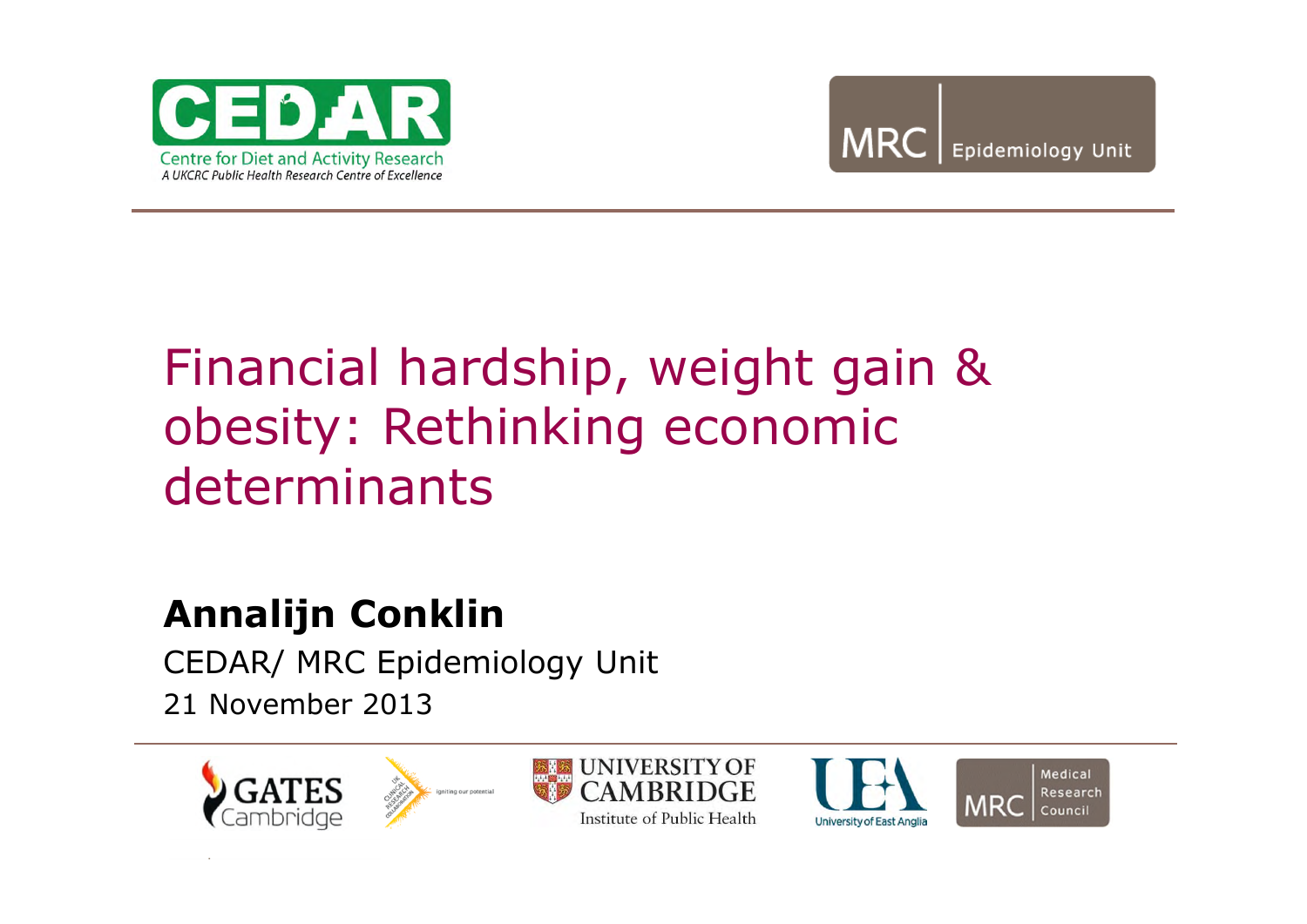CEDAR
Centre for Diet and Activity Research
*A UKCRC Public Health Research Centre of Excellence*

MRC | Epidemiology Unit

# Financial hardship, weight gain & obesity: Rethinking economic determinants

**Annalijn Conklin**

CEDAR/ MRC Epidemiology Unit

21 November 2013

GATES Cambridge | UK Clinical Research Collaboration – igniting our potential | UNIVERSITY OF CAMBRIDGE Institute of Public Health | University of East Anglia | MRC Medical Research Council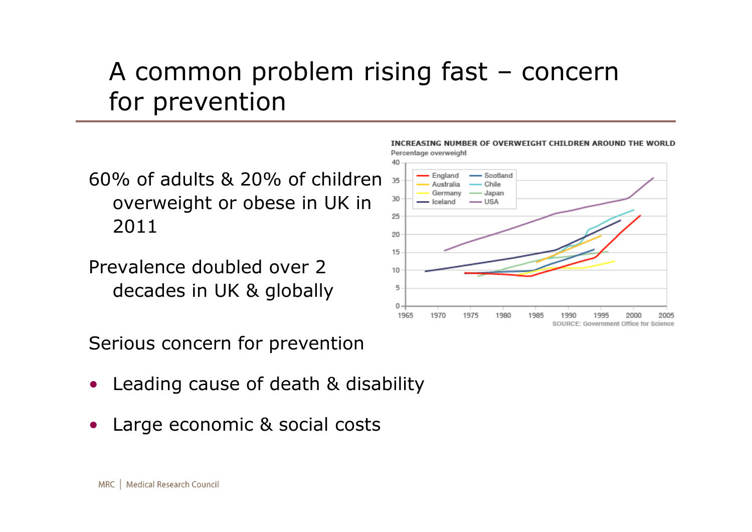# A common problem rising fast – concern for prevention

60% of adults & 20% of children overweight or obese in UK in 2011

Prevalence doubled over 2 decades in UK & globally

Serious concern for prevention

- Leading cause of death & disability
- Large economic & social costs

INCREASING NUMBER OF OVERWEIGHT CHILDREN AROUND THE WORLD

Percentage overweight

SOURCE: Government Office for Science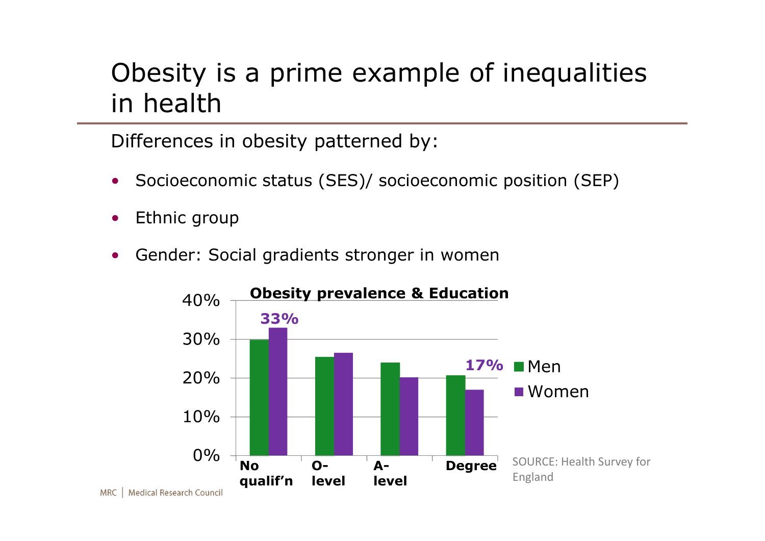# Obesity is a prime example of inequalities in health

Differences in obesity patterned by:

- Socioeconomic status (SES)/ socioeconomic position (SEP)
- Ethnic group
- Gender: Social gradients stronger in women

**Obesity prevalence & Education**

| | Men | Women |
|---|---|---|
| No qualif'n | | 33% |
| O-level | | |
| A-level | | |
| Degree | | 17% |

SOURCE: Health Survey for England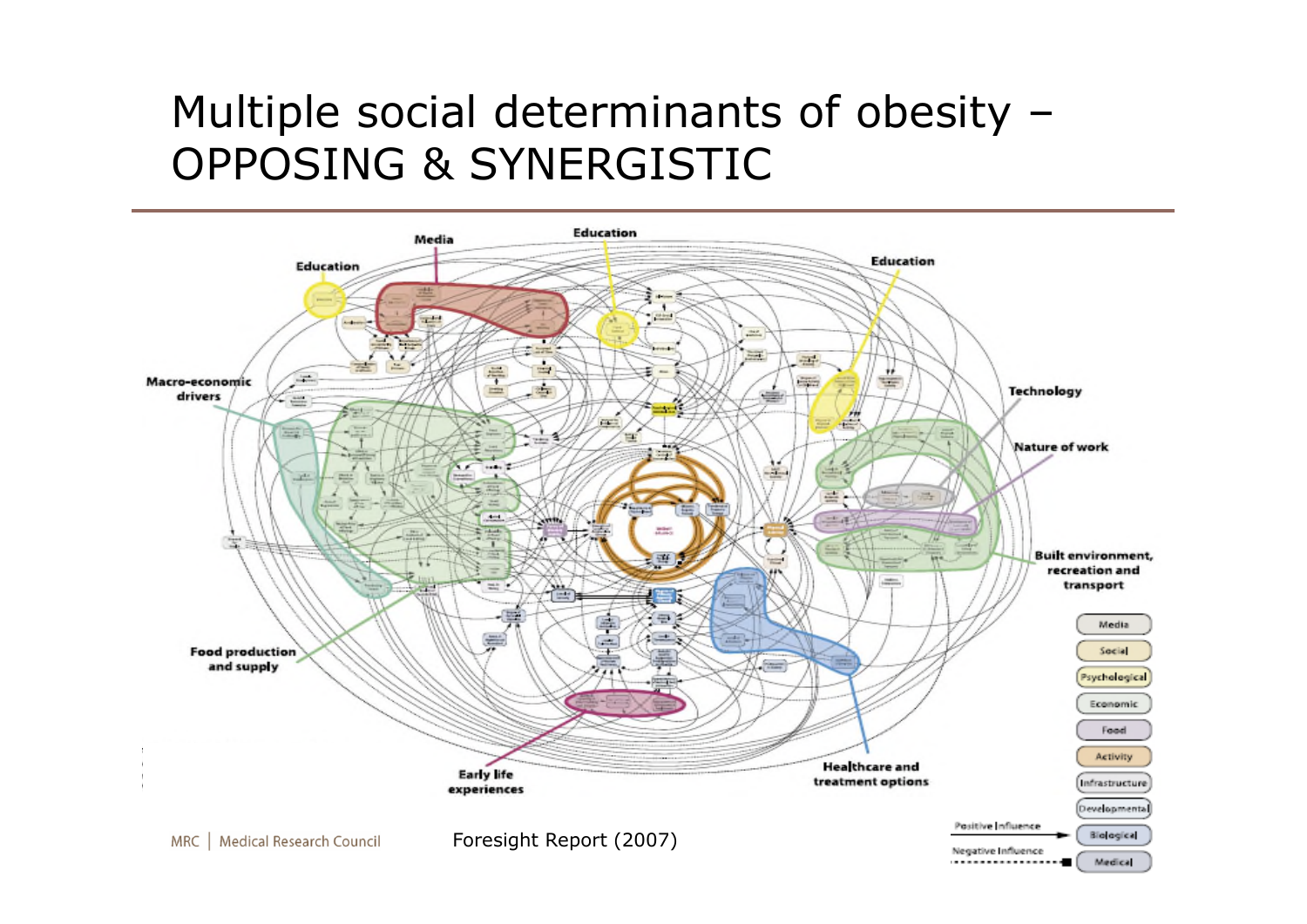# Multiple social determinants of obesity – OPPOSING & SYNERGISTIC

Media

Education

Education

Education

Macro-economic drivers

Technology

Nature of work

Built environment, recreation and transport

Food production and supply

Early life experiences

Healthcare and treatment options

Media

Social

Psychological

Economic

Food

Activity

Infrastructure

Developmental

Biological

Medical

Positive Influence

Negative Influence

MRC | Medical Research Council

Foresight Report (2007)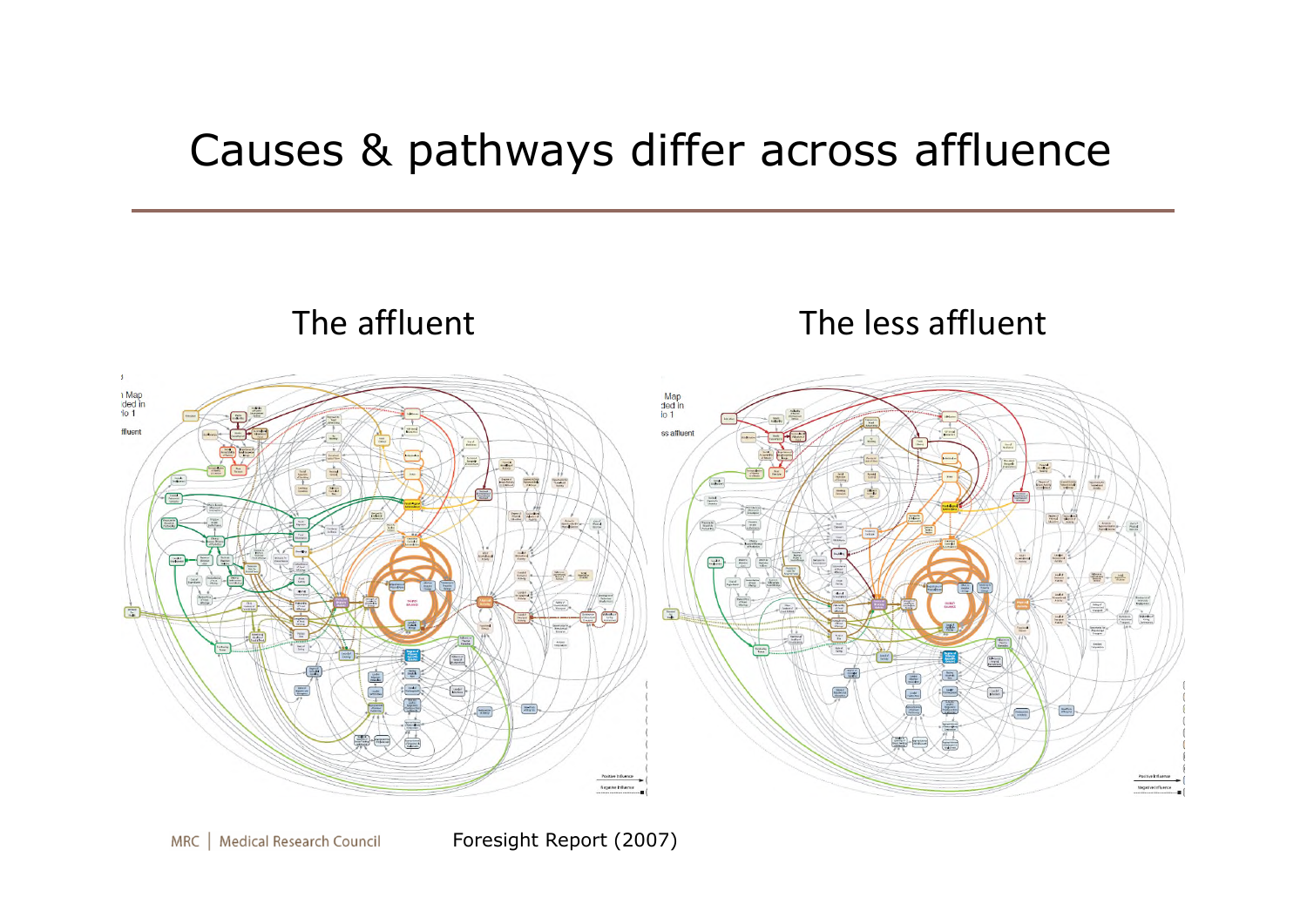# Causes & pathways differ across affluence

The affluent

The less affluent

Foresight Report (2007)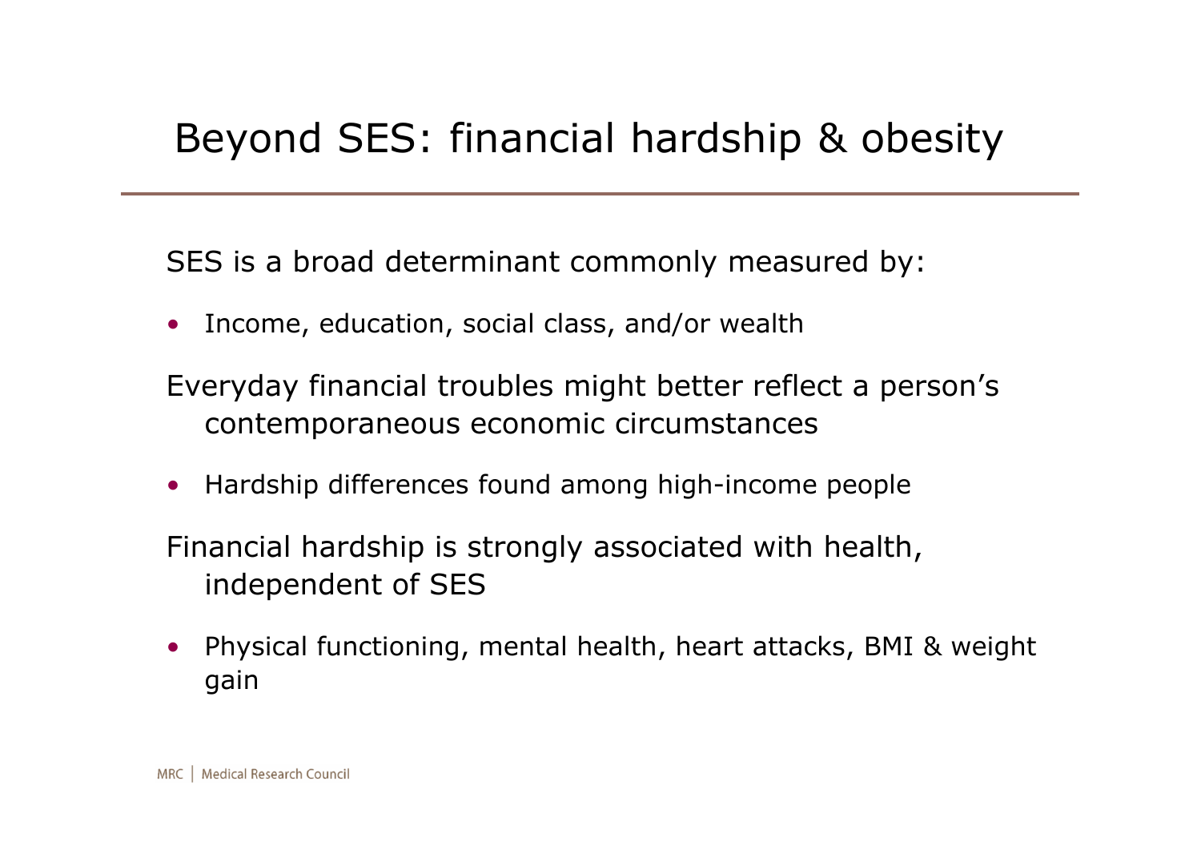# Beyond SES: financial hardship & obesity

SES is a broad determinant commonly measured by:

- Income, education, social class, and/or wealth

Everyday financial troubles might better reflect a person's contemporaneous economic circumstances

- Hardship differences found among high-income people

Financial hardship is strongly associated with health, independent of SES

- Physical functioning, mental health, heart attacks, BMI & weight gain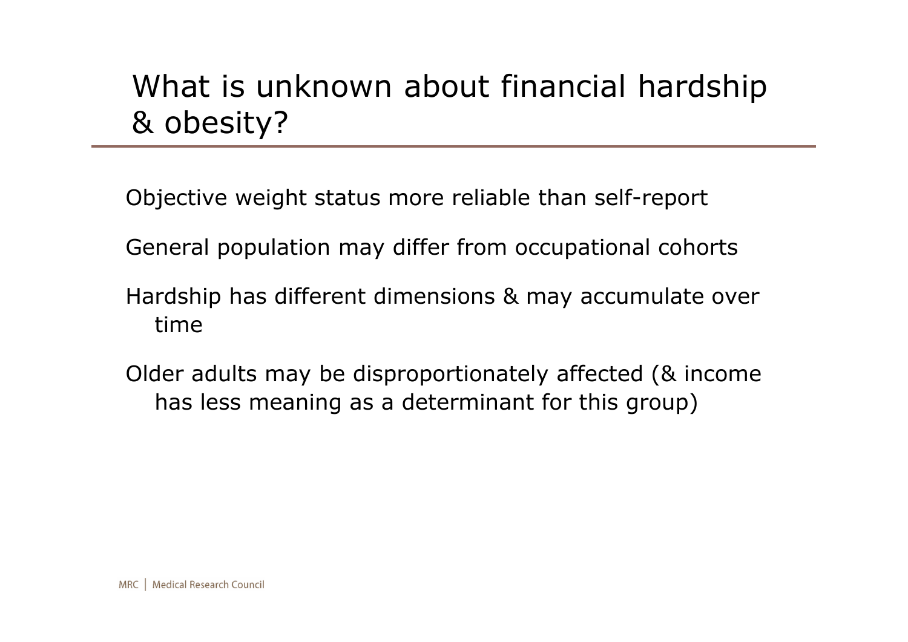# What is unknown about financial hardship & obesity?

Objective weight status more reliable than self-report

General population may differ from occupational cohorts

Hardship has different dimensions & may accumulate over time

Older adults may be disproportionately affected (& income has less meaning as a determinant for this group)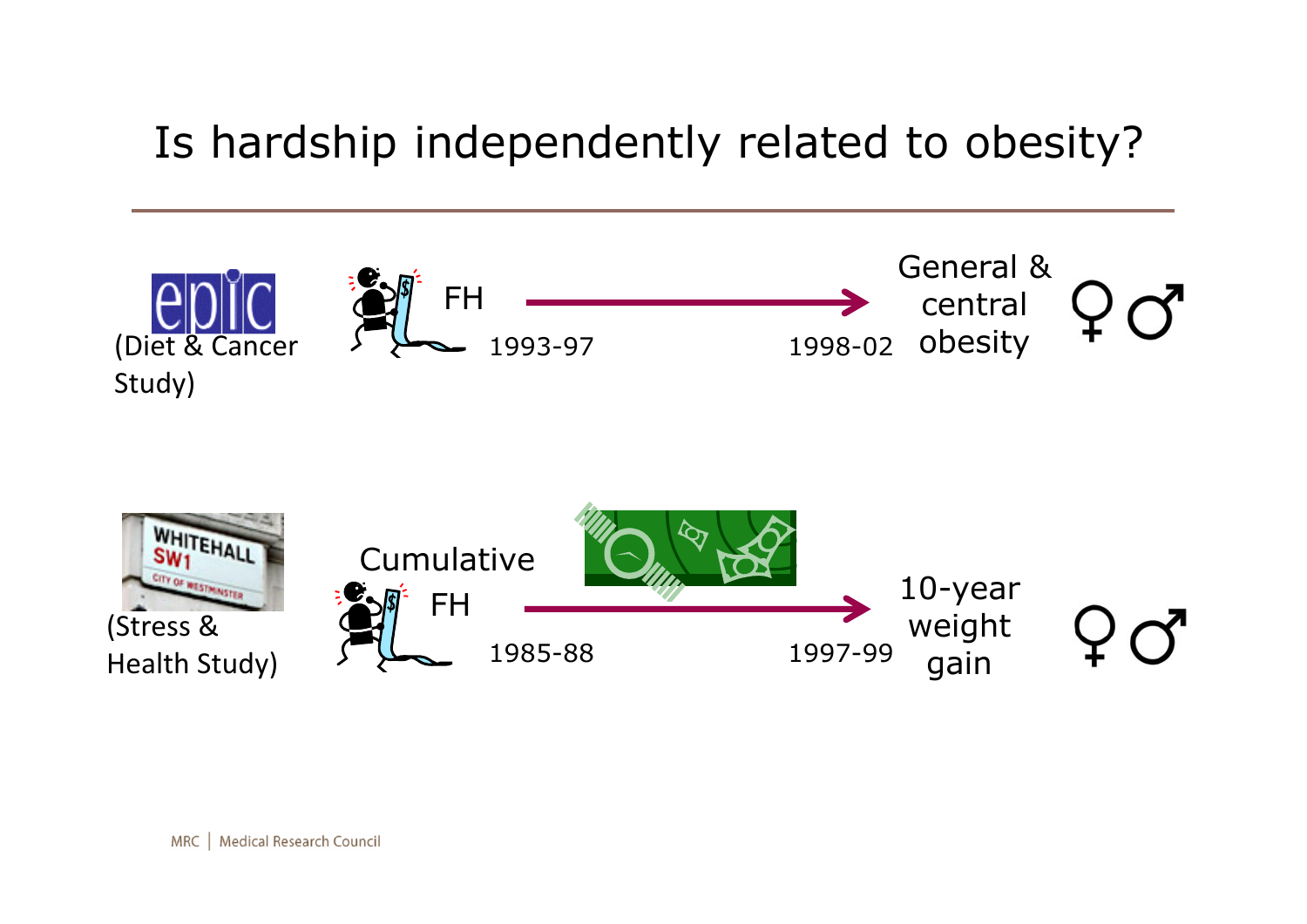# Is hardship independently related to obesity?

epic (Diet & Cancer Study)

FH 1993-97 → 1998-02 General & central obesity ♀ ♂

WHITEHALL SW1 CITY OF WESTMINSTER (Stress & Health Study)

Cumulative FH 1985-88 → 1997-99 10-year weight gain ♀ ♂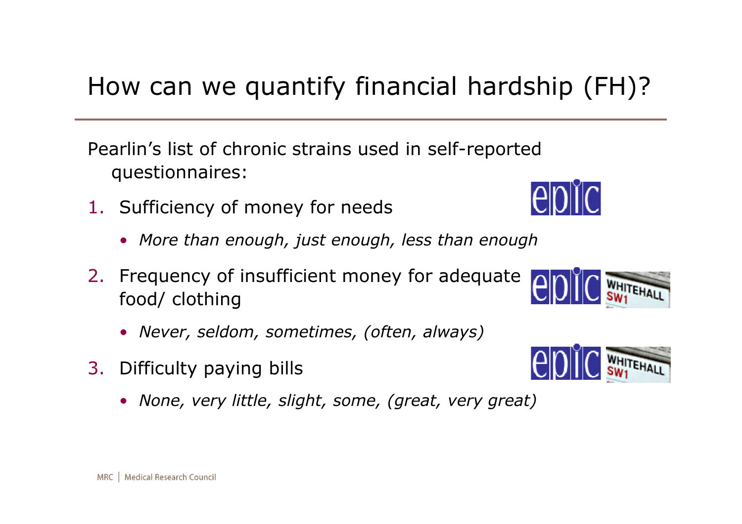# How can we quantify financial hardship (FH)?

Pearlin's list of chronic strains used in self-reported questionnaires:

1. Sufficiency of money for needs
   - *More than enough, just enough, less than enough*
2. Frequency of insufficient money for adequate food/ clothing
   - *Never, seldom, sometimes, (often, always)*
3. Difficulty paying bills
   - *None, very little, slight, some, (great, very great)*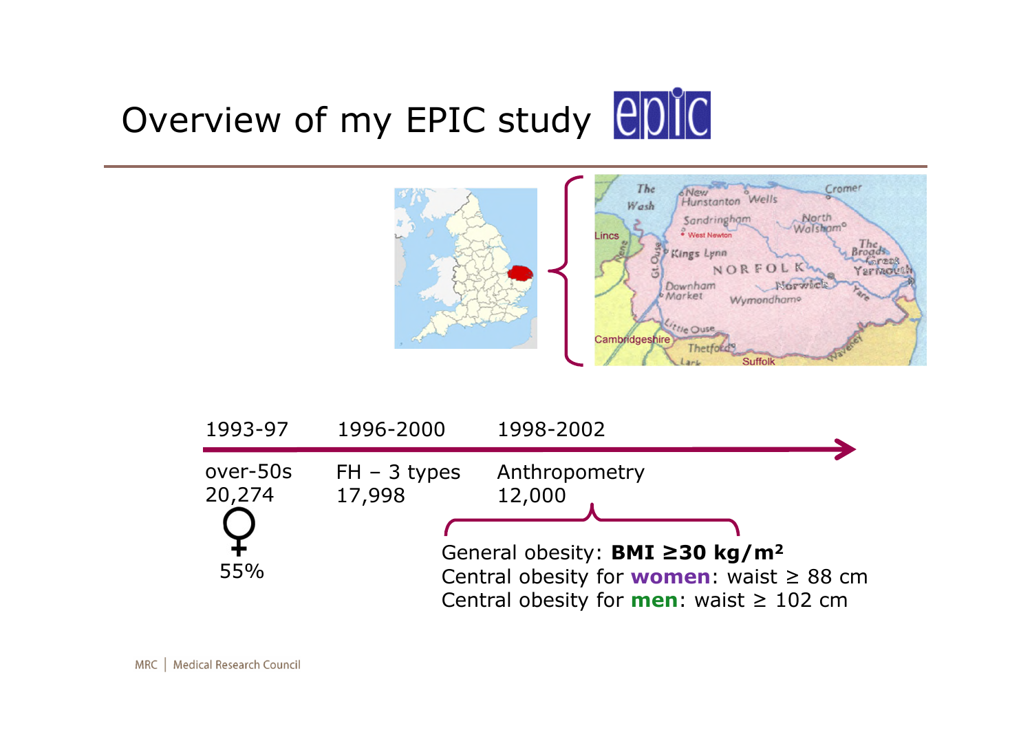# Overview of my EPIC study

1993-97

over-50s
20,274

♀ 55%

1996-2000

FH – 3 types
17,998

1998-2002

Anthropometry
12,000

General obesity: **BMI ≥30 kg/m²**
Central obesity for **women**: waist ≥ 88 cm
Central obesity for **men**: waist ≥ 102 cm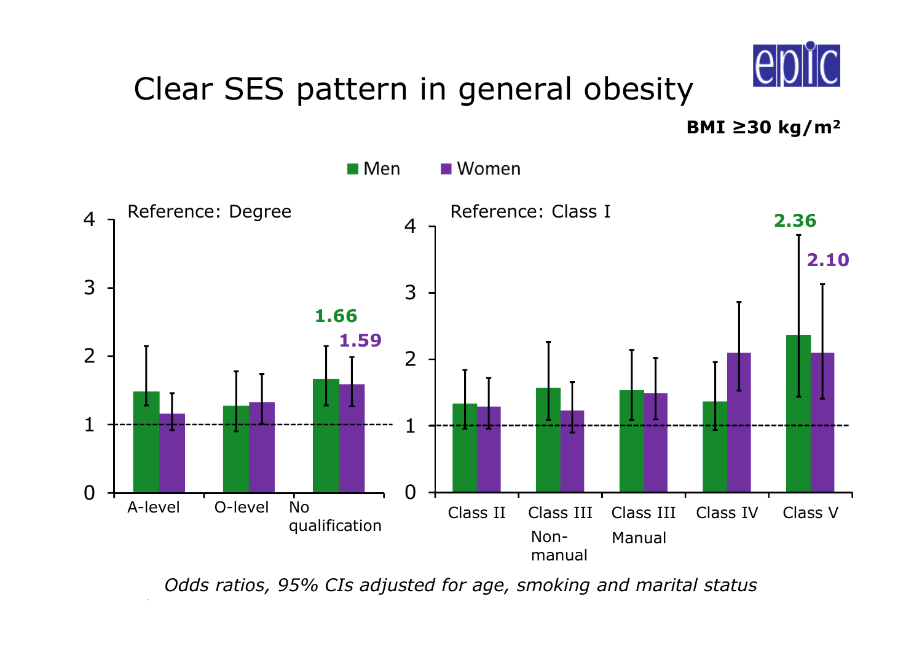# Clear SES pattern in general obesity

**BMI ≥30 kg/m²**

Men | Women

Reference: Degree

A-level | O-level | No qualification

1.66 | 1.59

Reference: Class I

Class II | Class III Non-manual | Class III Manual | Class IV | Class V

2.36 | 2.10

*Odds ratios, 95% CIs adjusted for age, smoking and marital status*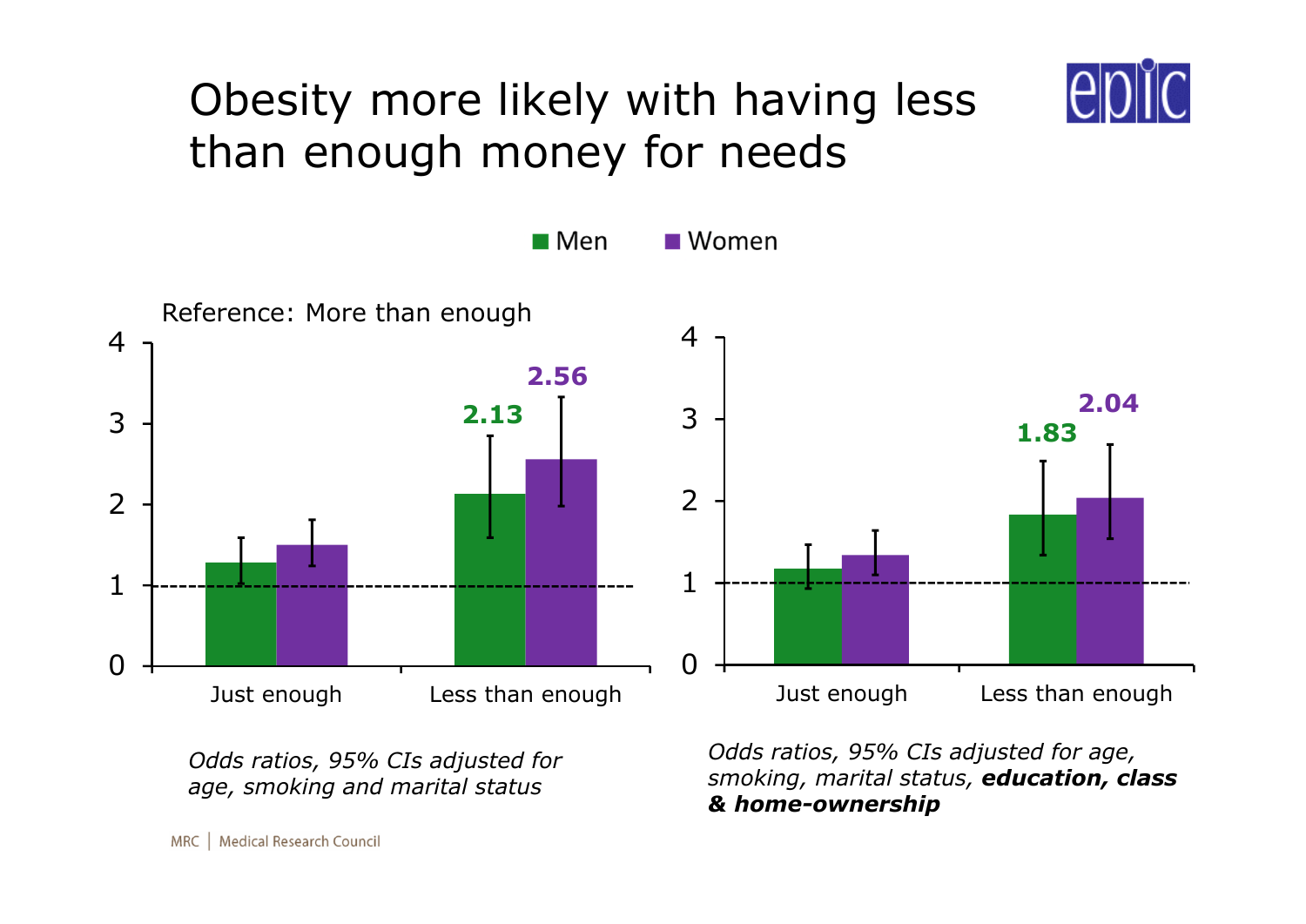# Obesity more likely with having less than enough money for needs

Men | Women

Reference: More than enough

| | Men | Women |
|---|---|---|
| Just enough | | |
| Less than enough | 2.13 | 2.56 |

*Odds ratios, 95% CIs adjusted for age, smoking and marital status*

| | Men | Women |
|---|---|---|
| Just enough | | |
| Less than enough | 1.83 | 2.04 |

*Odds ratios, 95% CIs adjusted for age, smoking, marital status, **education, class & home-ownership***

MRC | Medical Research Council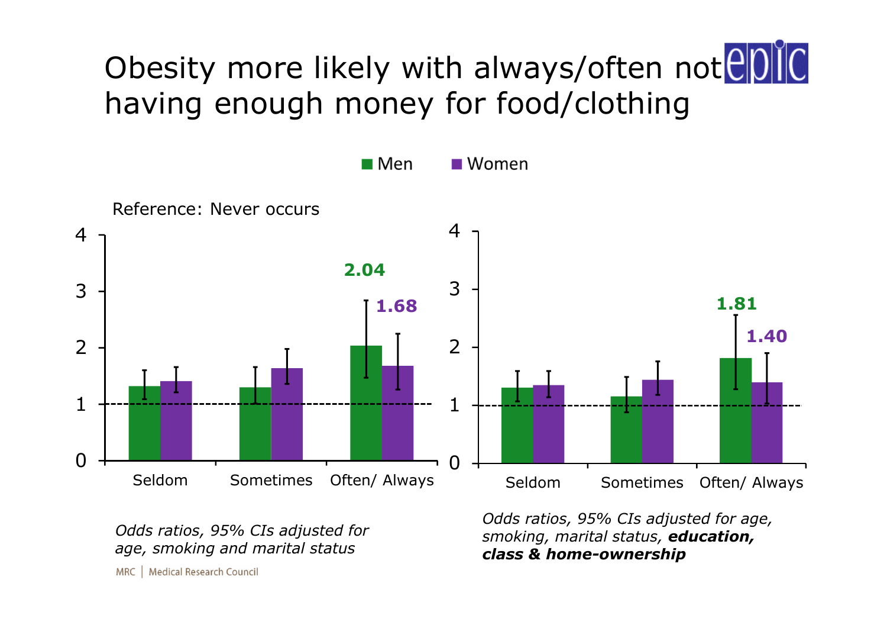# Obesity more likely with always/often not having enough money for food/clothing

Men | Women

Reference: Never occurs

| | Men | Women |
|---|---|---|
| Seldom | | |
| Sometimes | | |
| Often/ Always | 2.04 | 1.68 |

*Odds ratios, 95% CIs adjusted for age, smoking and marital status*

| | Men | Women |
|---|---|---|
| Seldom | | |
| Sometimes | | |
| Often/ Always | 1.81 | 1.40 |

*Odds ratios, 95% CIs adjusted for age, smoking, marital status,* ***education, class & home-ownership***

MRC | Medical Research Council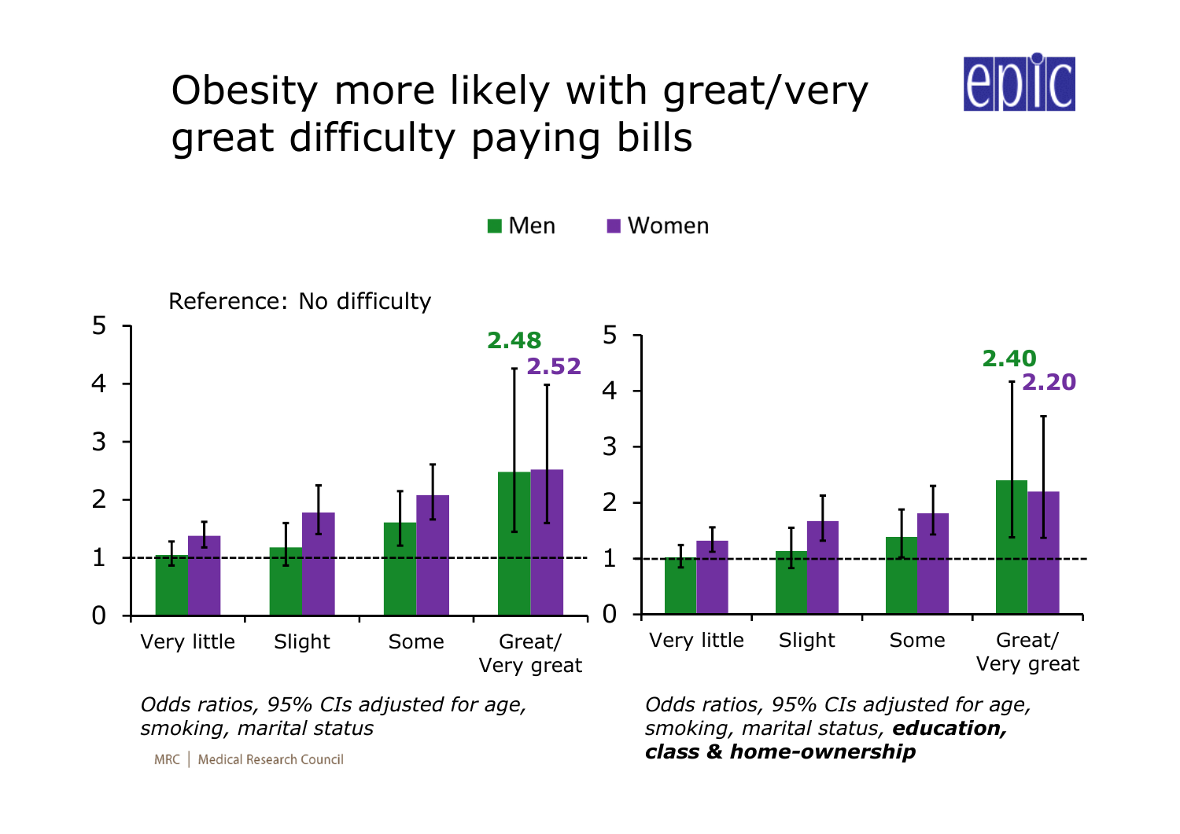# Obesity more likely with great/very great difficulty paying bills

Men | Women

Reference: No difficulty

| | Men | Women |
|---|---|---|
| Great/Very great (left chart) | 2.48 | 2.52 |
| Great/Very great (right chart) | 2.40 | 2.20 |

Very little | Slight | Some | Great/ Very great

*Odds ratios, 95% CIs adjusted for age, smoking, marital status*

*Odds ratios, 95% CIs adjusted for age, smoking, marital status,* ***education, class & home-ownership***

MRC | Medical Research Council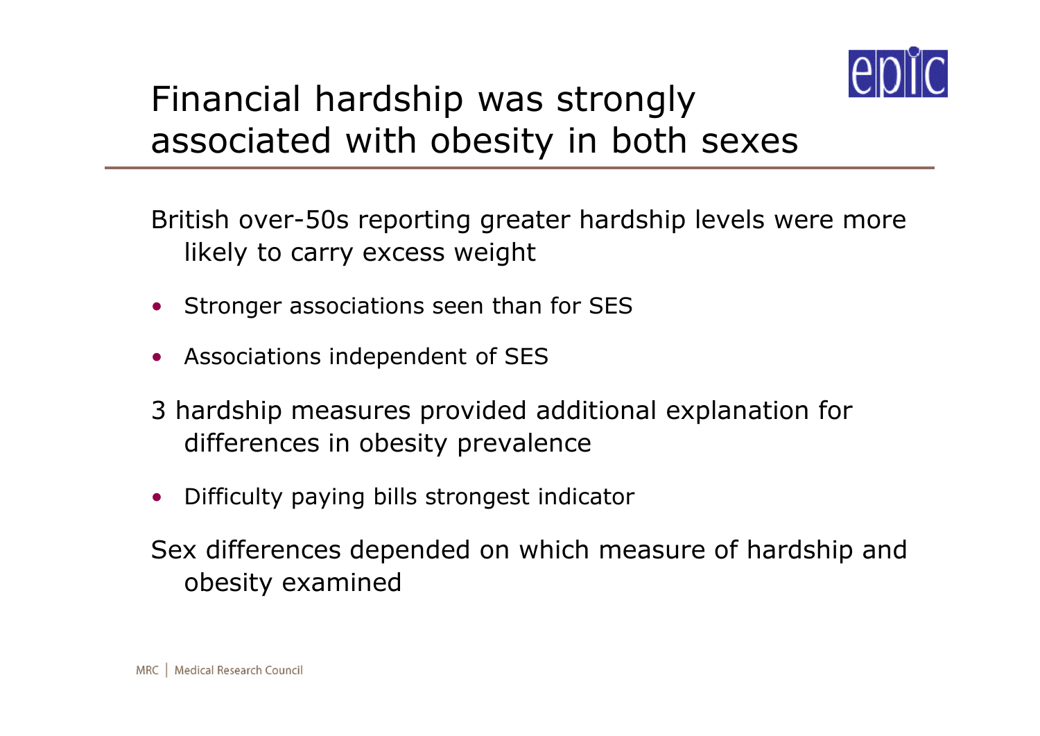# Financial hardship was strongly associated with obesity in both sexes

British over-50s reporting greater hardship levels were more likely to carry excess weight

- Stronger associations seen than for SES
- Associations independent of SES

3 hardship measures provided additional explanation for differences in obesity prevalence

- Difficulty paying bills strongest indicator

Sex differences depended on which measure of hardship and obesity examined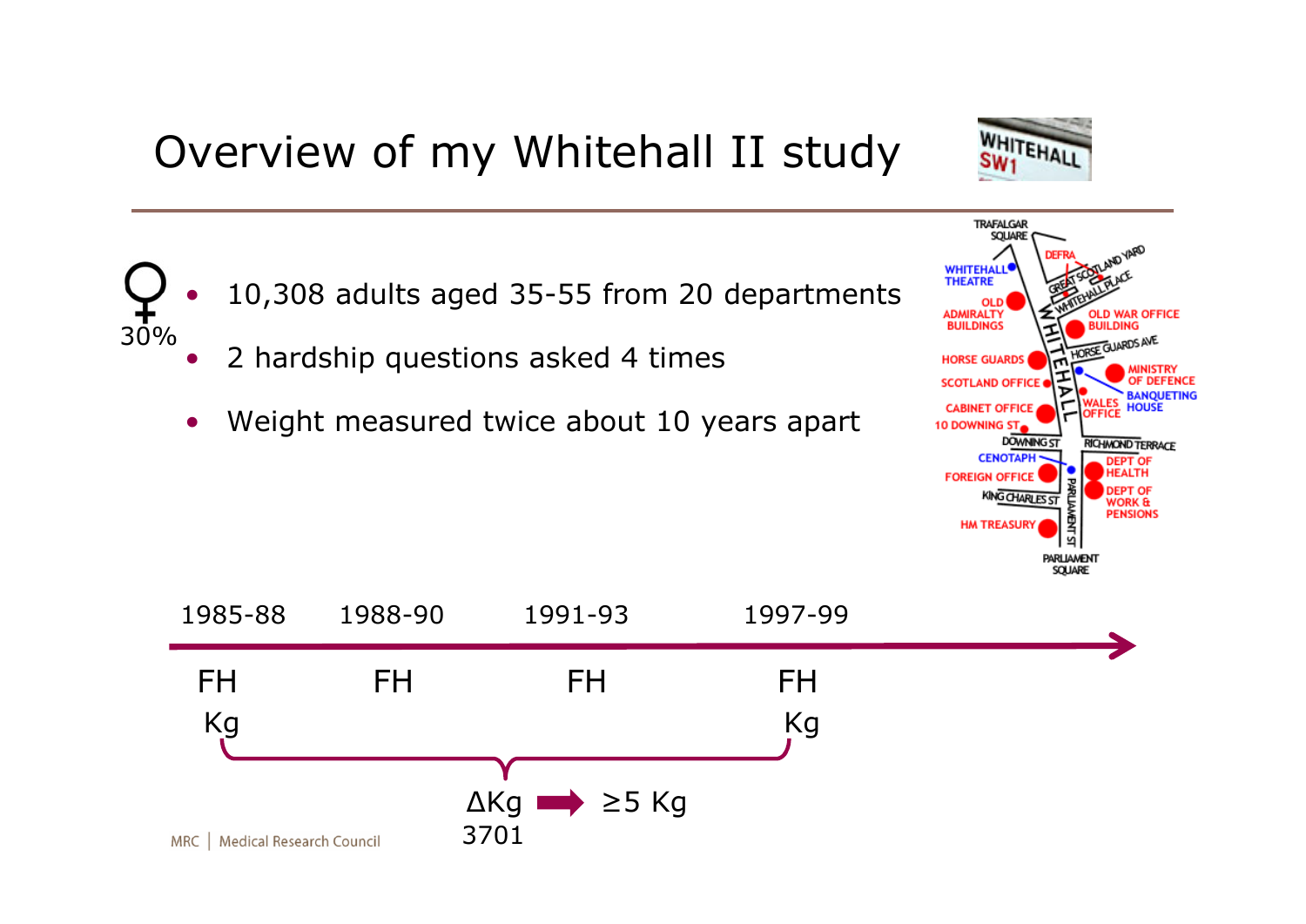# Overview of my Whitehall II study

♀ 30%

- 10,308 adults aged 35-55 from 20 departments
- 2 hardship questions asked 4 times
- Weight measured twice about 10 years apart

| 1985-88 | 1988-90 | 1991-93 | 1997-99 |
|---|---|---|---|
| FH | FH | FH | FH |
| Kg | | | Kg |

ΔKg → ≥5 Kg

3701

MRC | Medical Research Council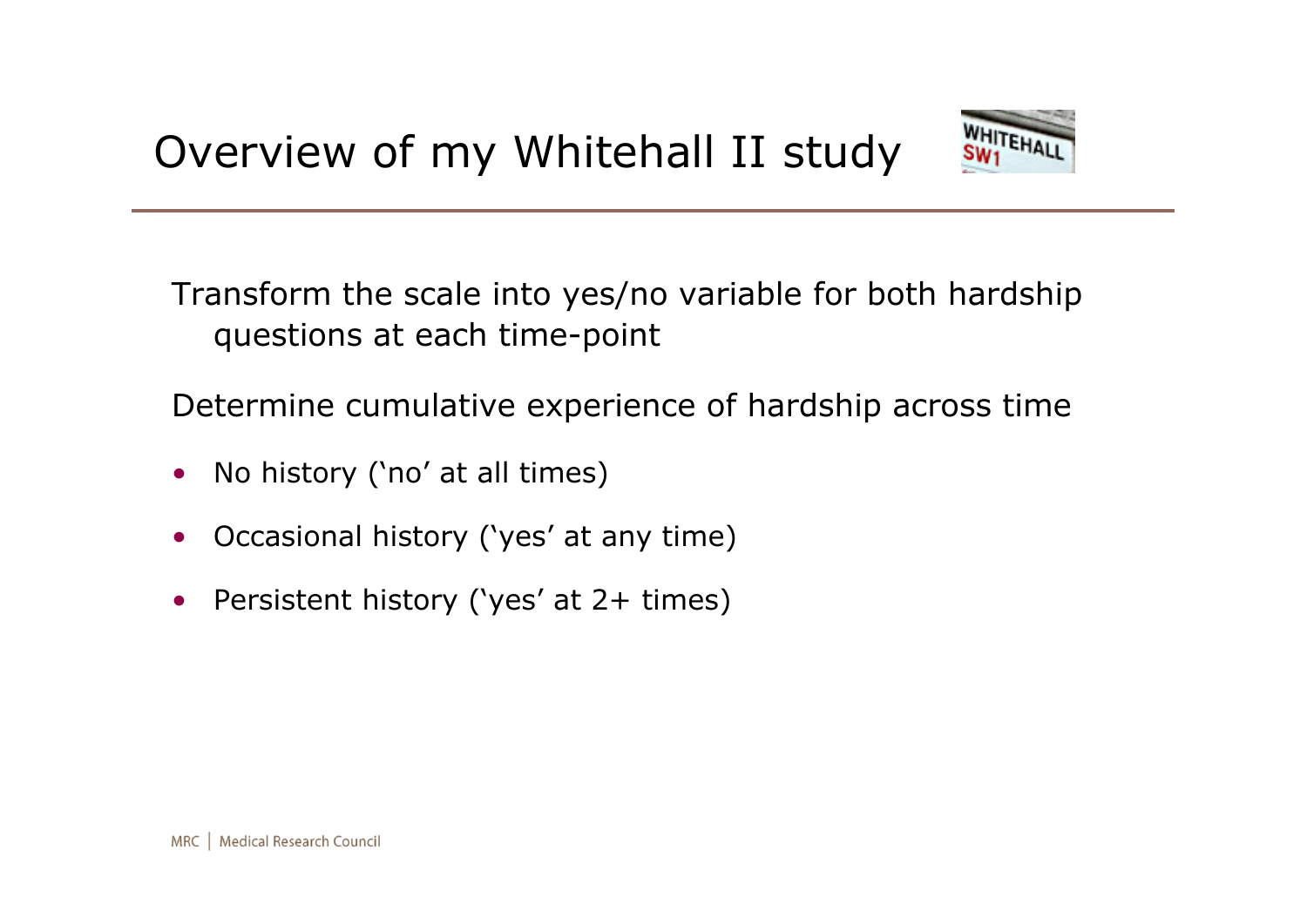# Overview of my Whitehall II study

Transform the scale into yes/no variable for both hardship questions at each time-point

Determine cumulative experience of hardship across time

- No history ('no' at all times)
- Occasional history ('yes' at any time)
- Persistent history ('yes' at 2+ times)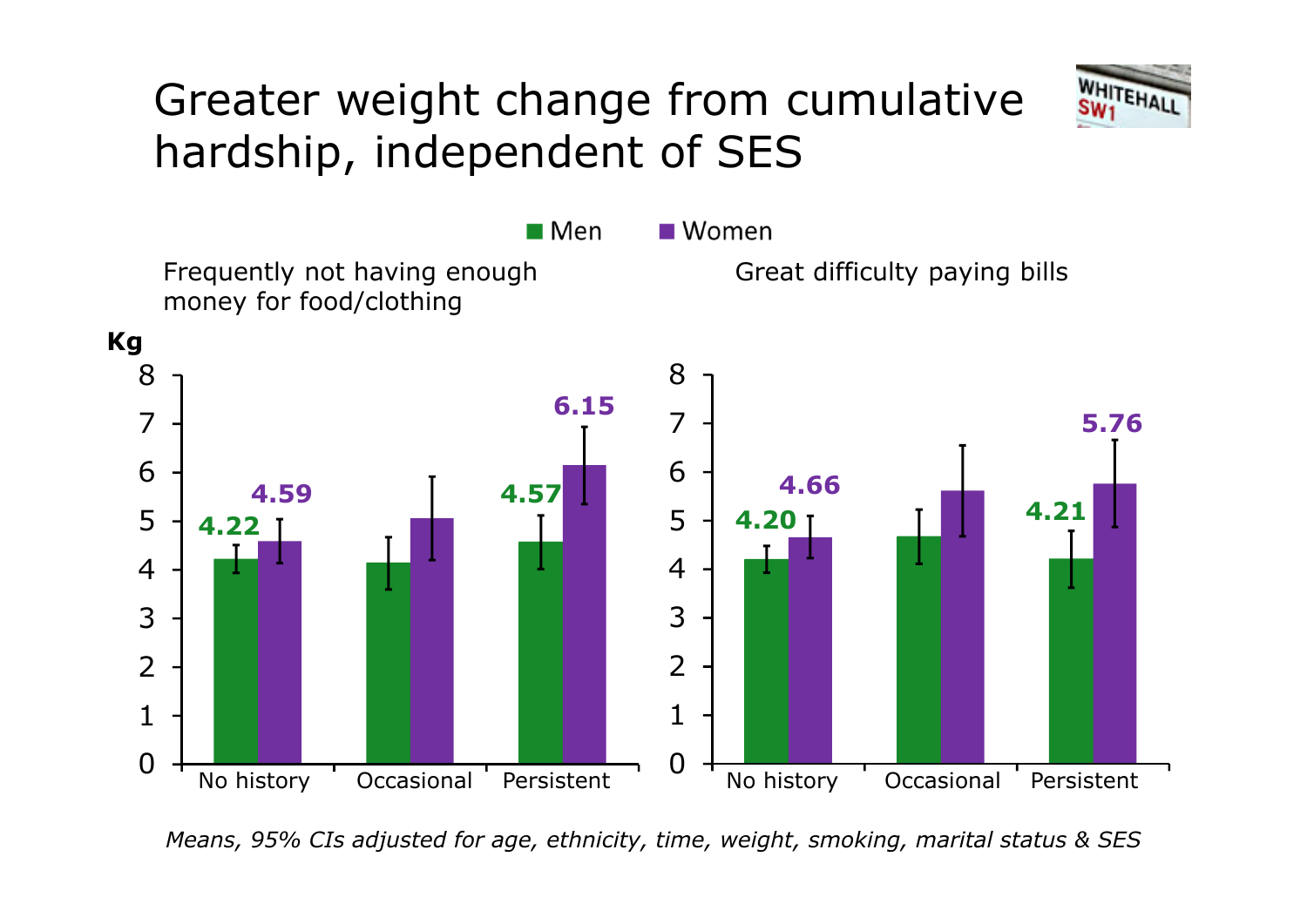# Greater weight change from cumulative hardship, independent of SES

WHITEHALL SW1

■ Men ■ Women

**Frequently not having enough money for food/clothing**

Kg

| | Men | Women |
|---|---|---|
| No history | 4.22 | 4.59 |
| Occasional | | |
| Persistent | 4.57 | 6.15 |

**Great difficulty paying bills**

| | Men | Women |
|---|---|---|
| No history | 4.20 | 4.66 |
| Occasional | | |
| Persistent | 4.21 | 5.76 |

*Means, 95% CIs adjusted for age, ethnicity, time, weight, smoking, marital status & SES*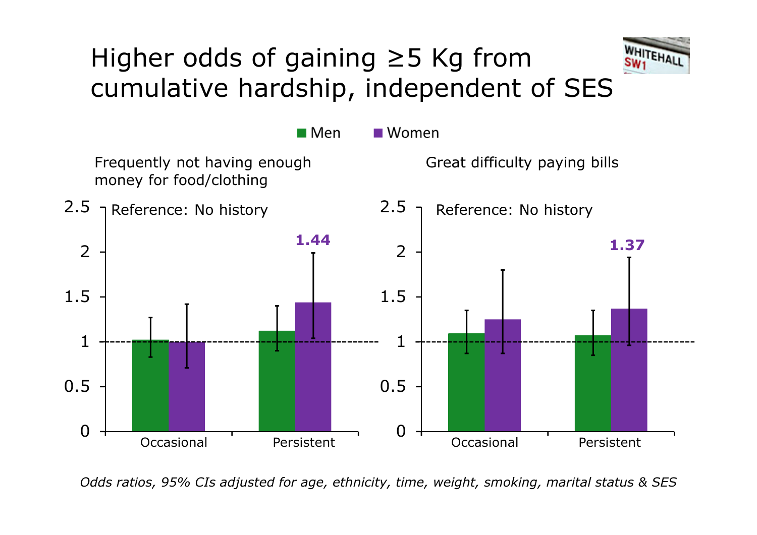# Higher odds of gaining ≥5 Kg from cumulative hardship, independent of SES

Men Women

Frequently not having enough money for food/clothing

Reference: No history

1.44

Occasional Persistent

Great difficulty paying bills

Reference: No history

1.37

Occasional Persistent

*Odds ratios, 95% CIs adjusted for age, ethnicity, time, weight, smoking, marital status & SES*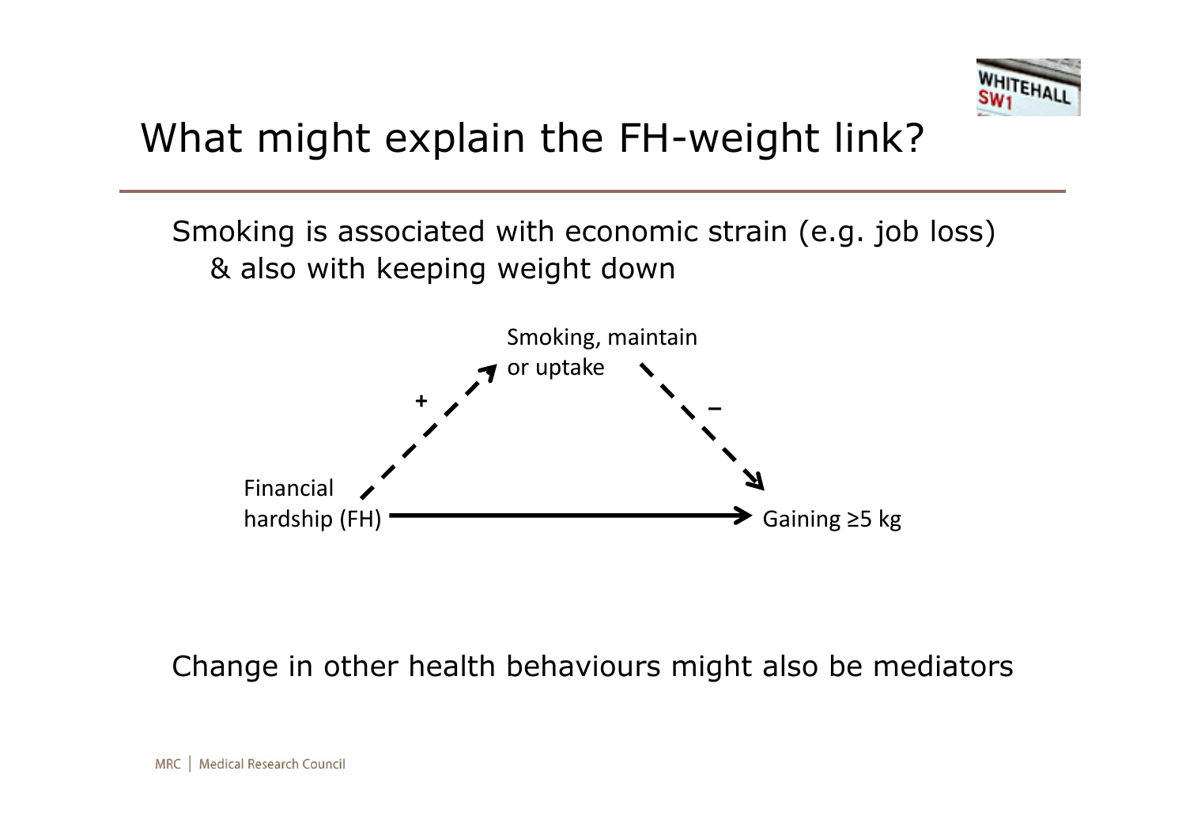# What might explain the FH-weight link?

Smoking is associated with economic strain (e.g. job loss)
& also with keeping weight down

Smoking, maintain or uptake

+

–

Financial hardship (FH)

Gaining ≥5 kg

Change in other health behaviours might also be mediators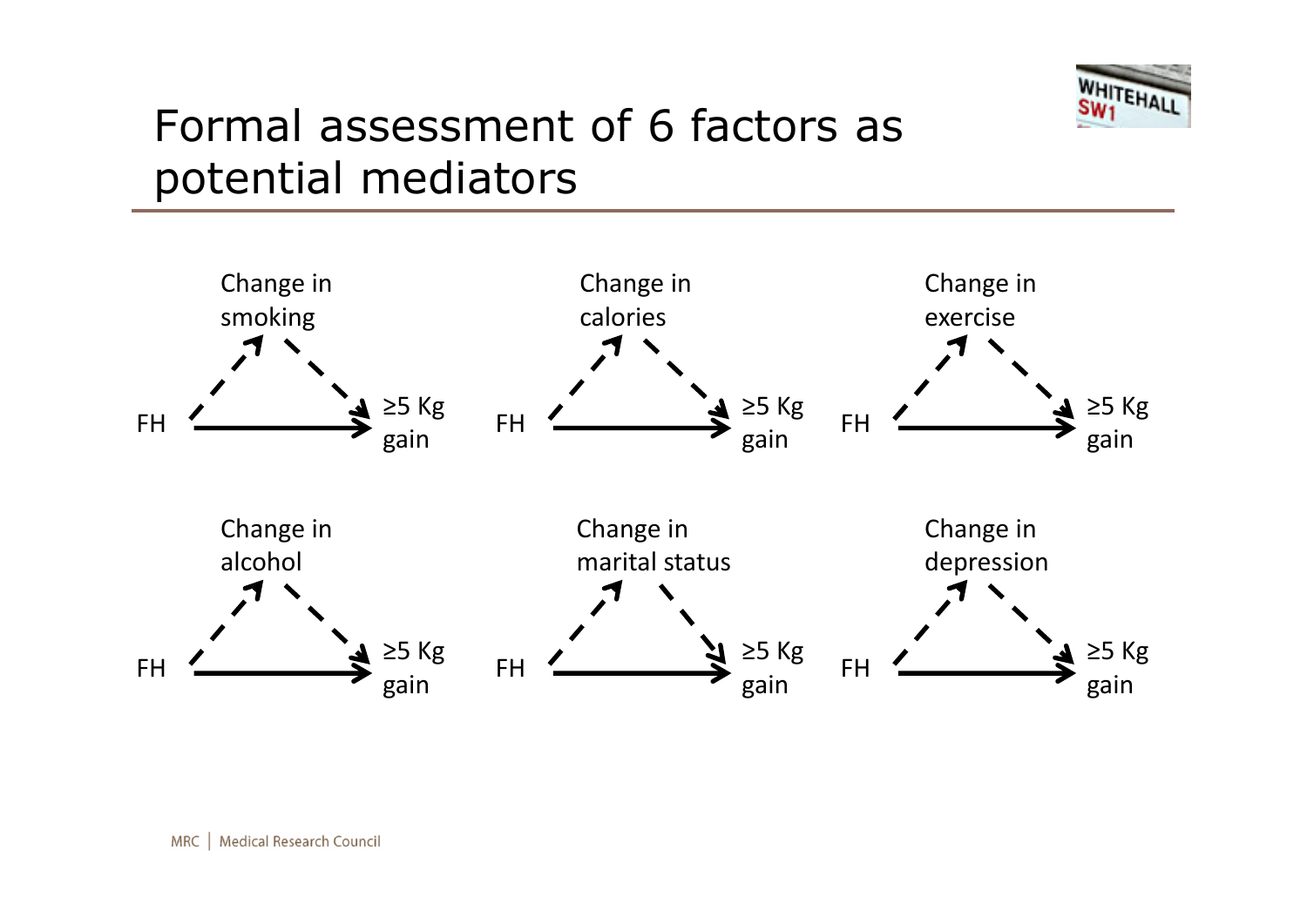# Formal assessment of 6 factors as potential mediators

Change in smoking

FH → ≥5 Kg gain

Change in calories

FH → ≥5 Kg gain

Change in exercise

FH → ≥5 Kg gain

Change in alcohol

FH → ≥5 Kg gain

Change in marital status

FH → ≥5 Kg gain

Change in depression

FH → ≥5 Kg gain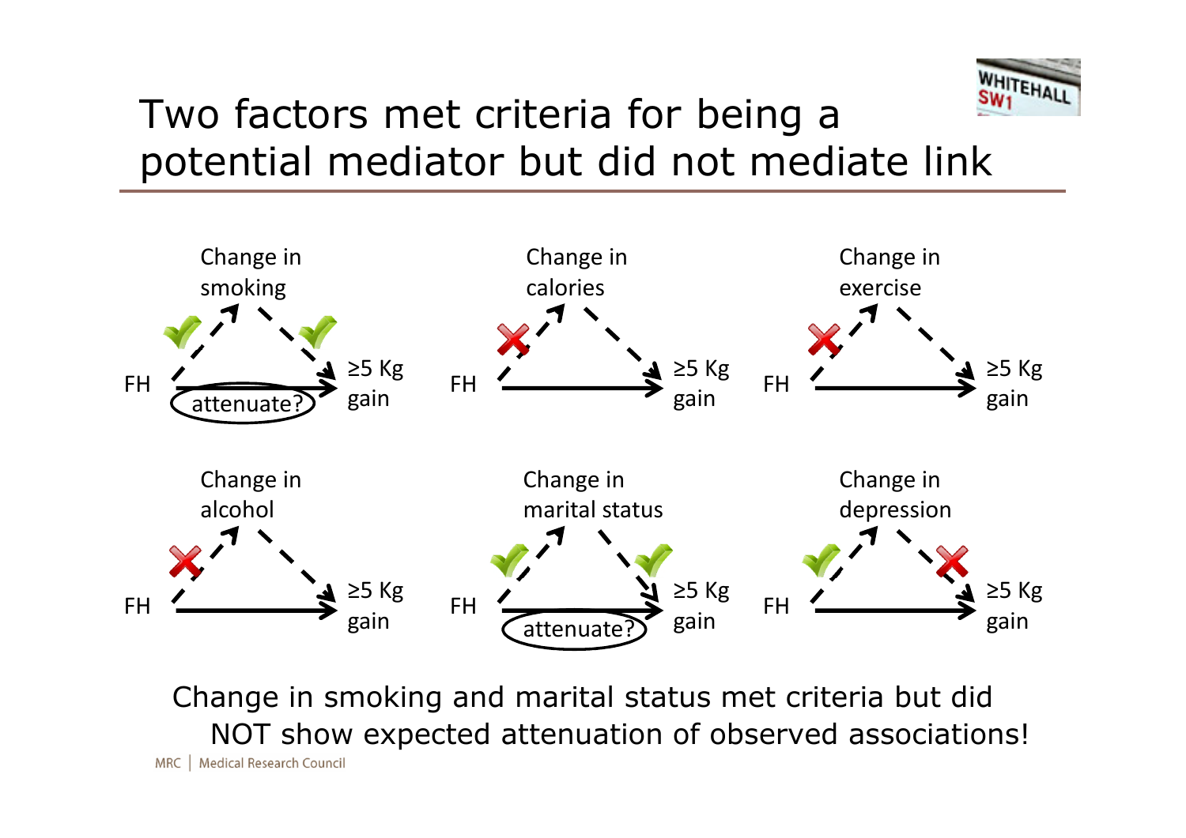# Two factors met criteria for being a potential mediator but did not mediate link

Change in smoking

FH → ≥5 Kg gain (attenuate?)

Change in calories

FH → ≥5 Kg gain

Change in exercise

FH → ≥5 Kg gain

Change in alcohol

FH → ≥5 Kg gain

Change in marital status

FH → ≥5 Kg gain (attenuate?)

Change in depression

FH → ≥5 Kg gain

Change in smoking and marital status met criteria but did NOT show expected attenuation of observed associations!

MRC | Medical Research Council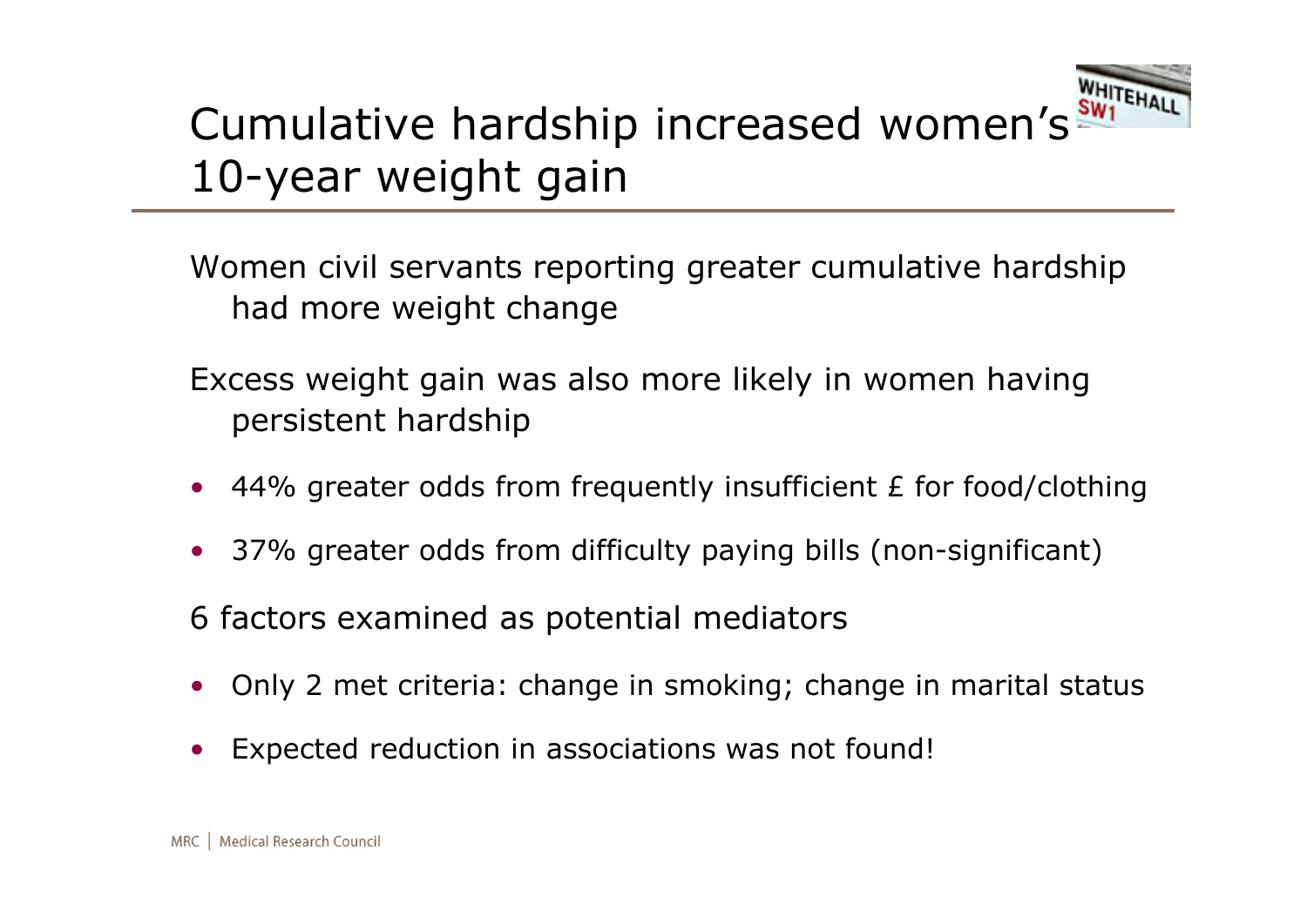# Cumulative hardship increased women's 10-year weight gain

Women civil servants reporting greater cumulative hardship had more weight change

Excess weight gain was also more likely in women having persistent hardship

- 44% greater odds from frequently insufficient £ for food/clothing
- 37% greater odds from difficulty paying bills (non-significant)

6 factors examined as potential mediators

- Only 2 met criteria: change in smoking; change in marital status
- Expected reduction in associations was not found!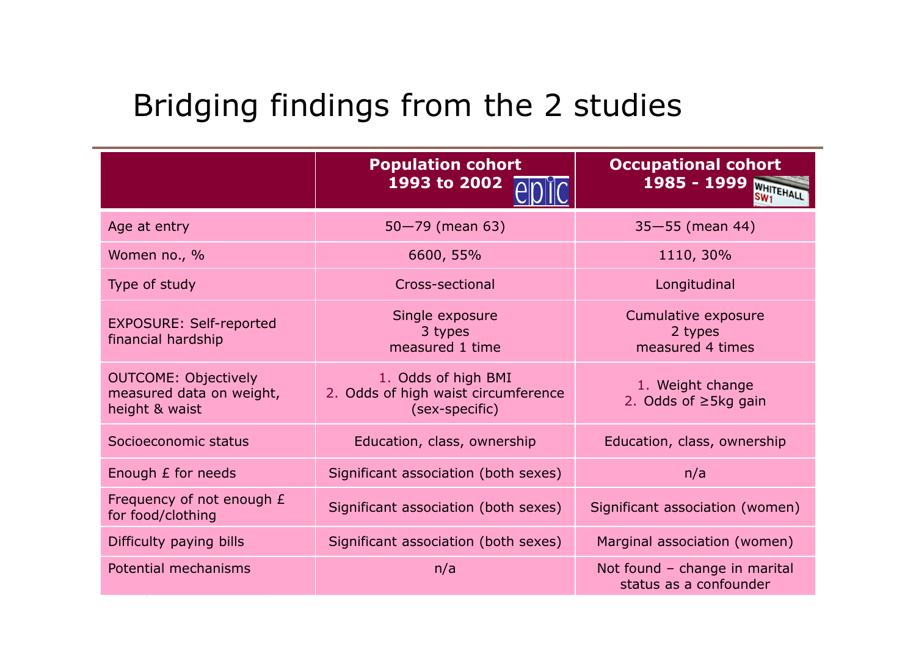# Bridging findings from the 2 studies

| | Population cohort 1993 to 2002 epic | Occupational cohort 1985 - 1999 WHITEHALL SW1 |
|---|---|---|
| Age at entry | 50—79 (mean 63) | 35—55 (mean 44) |
| Women no., % | 6600, 55% | 1110, 30% |
| Type of study | Cross-sectional | Longitudinal |
| EXPOSURE: Self-reported financial hardship | Single exposure<br>3 types<br>measured 1 time | Cumulative exposure<br>2 types<br>measured 4 times |
| OUTCOME: Objectively measured data on weight, height & waist | 1. Odds of high BMI<br>2. Odds of high waist circumference (sex-specific) | 1. Weight change<br>2. Odds of ≥5kg gain |
| Socioeconomic status | Education, class, ownership | Education, class, ownership |
| Enough £ for needs | Significant association (both sexes) | n/a |
| Frequency of not enough £ for food/clothing | Significant association (both sexes) | Significant association (women) |
| Difficulty paying bills | Significant association (both sexes) | Marginal association (women) |
| Potential mechanisms | n/a | Not found – change in marital status as a confounder |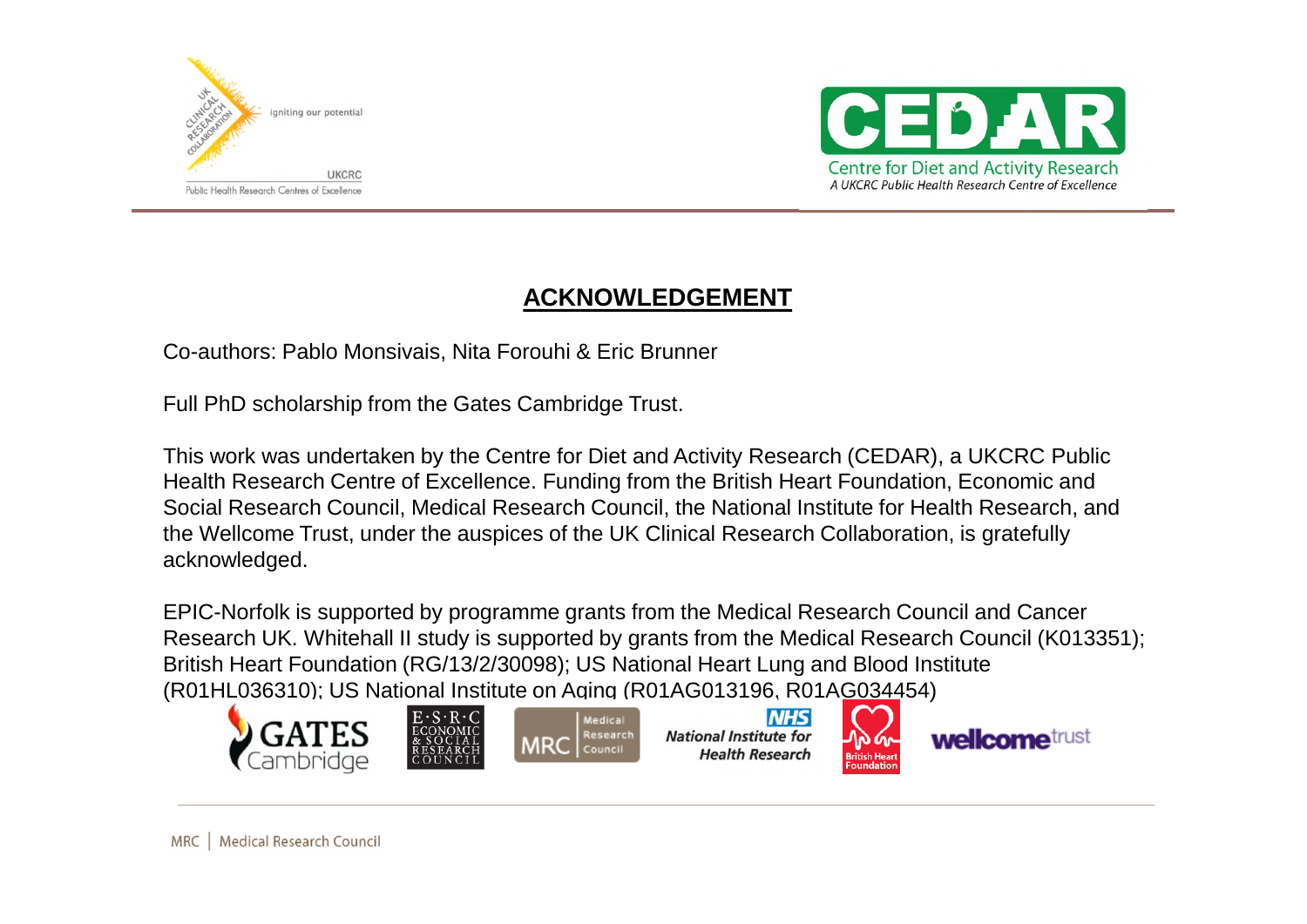## ACKNOWLEDGEMENT

Co-authors: Pablo Monsivais, Nita Forouhi & Eric Brunner

Full PhD scholarship from the Gates Cambridge Trust.

This work was undertaken by the Centre for Diet and Activity Research (CEDAR), a UKCRC Public Health Research Centre of Excellence. Funding from the British Heart Foundation, Economic and Social Research Council, Medical Research Council, the National Institute for Health Research, and the Wellcome Trust, under the auspices of the UK Clinical Research Collaboration, is gratefully acknowledged.

EPIC-Norfolk is supported by programme grants from the Medical Research Council and Cancer Research UK. Whitehall II study is supported by grants from the Medical Research Council (K013351); British Heart Foundation (RG/13/2/30098); US National Heart Lung and Blood Institute (R01HL036310); US National Institute on Aging (R01AG013196, R01AG034454)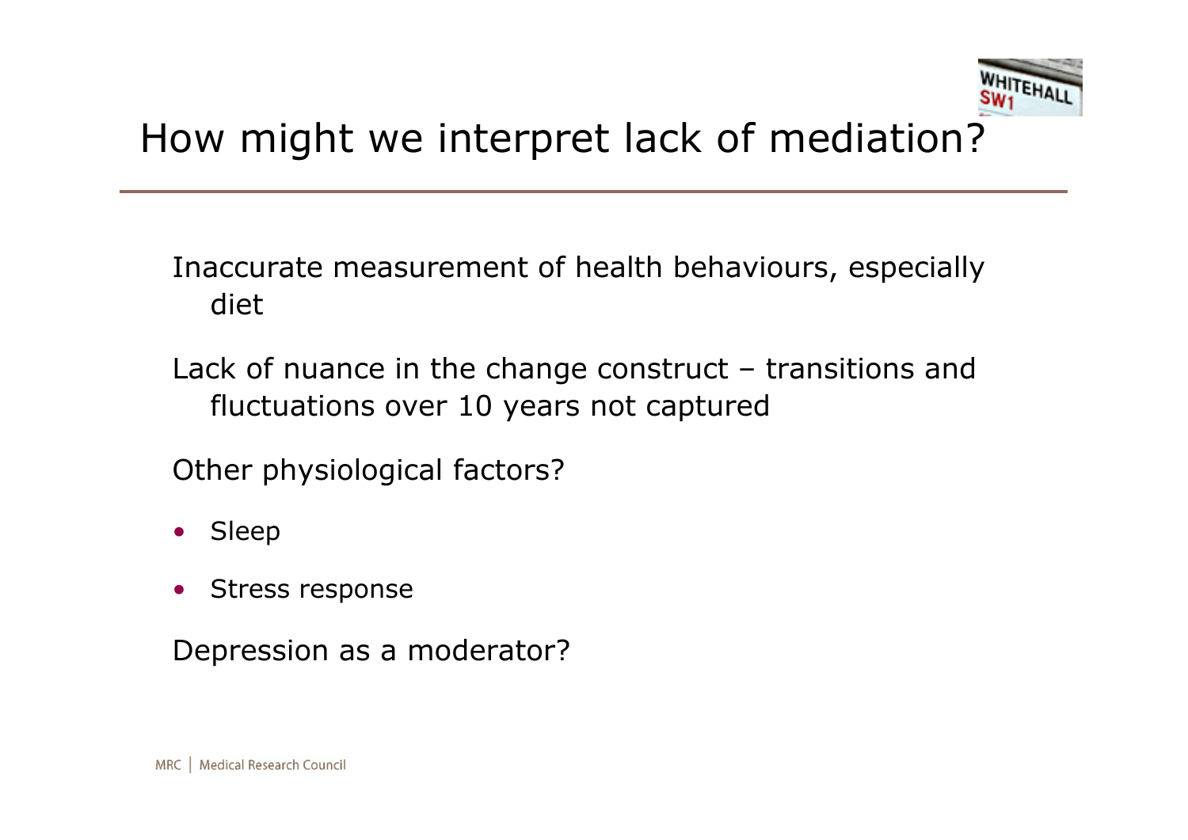# How might we interpret lack of mediation?

Inaccurate measurement of health behaviours, especially diet

Lack of nuance in the change construct – transitions and fluctuations over 10 years not captured

Other physiological factors?

- Sleep
- Stress response

Depression as a moderator?